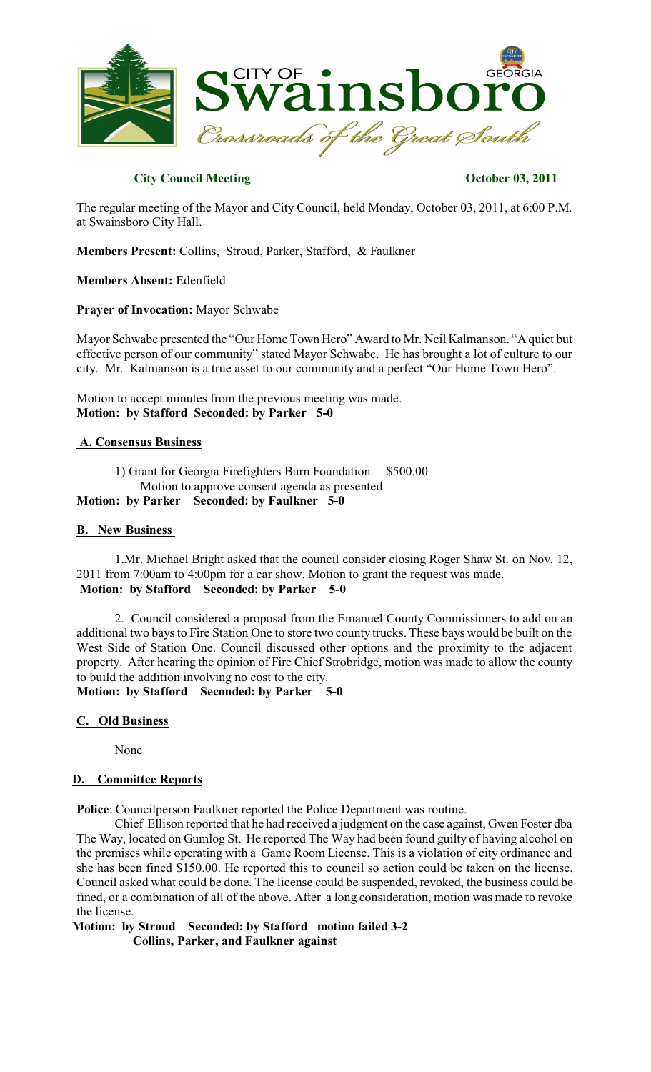**City Council Meeting** **October 03, 2011**

The regular meeting of the Mayor and City Council, held Monday, October 03, 2011, at 6:00 P.M. at Swainsboro City Hall.

**Members Present:** Collins, Stroud, Parker, Stafford, & Faulkner

**Members Absent:** Edenfield

**Prayer of Invocation:** Mayor Schwabe

Mayor Schwabe presented the "Our Home Town Hero" Award to Mr. Neil Kalmanson. "A quiet but effective person of our community" stated Mayor Schwabe. He has brought a lot of culture to our city. Mr. Kalmanson is a true asset to our community and a perfect "Our Home Town Hero".

Motion to accept minutes from the previous meeting was made.
**Motion: by Stafford Seconded: by Parker 5-0**

## A. Consensus Business

1) Grant for Georgia Firefighters Burn Foundation $500.00
Motion to approve consent agenda as presented.

**Motion: by Parker Seconded: by Faulkner 5-0**

## B. New Business

1. Mr. Michael Bright asked that the council consider closing Roger Shaw St. on Nov. 12, 2011 from 7:00am to 4:00pm for a car show. Motion to grant the request was made.
**Motion: by Stafford Seconded: by Parker 5-0**

2. Council considered a proposal from the Emanuel County Commissioners to add on an additional two bays to Fire Station One to store two county trucks. These bays would be built on the West Side of Station One. Council discussed other options and the proximity to the adjacent property. After hearing the opinion of Fire Chief Strobridge, motion was made to allow the county to build the addition involving no cost to the city.
**Motion: by Stafford Seconded: by Parker 5-0**

## C. Old Business

None

## D. Committee Reports

**Police**: Councilperson Faulkner reported the Police Department was routine.

Chief Ellison reported that he had received a judgment on the case against, Gwen Foster dba The Way, located on Gumlog St. He reported The Way had been found guilty of having alcohol on the premises while operating with a Game Room License. This is a violation of city ordinance and she has been fined $150.00. He reported this to council so action could be taken on the license. Council asked what could be done. The license could be suspended, revoked, the business could be fined, or a combination of all of the above. After a long consideration, motion was made to revoke the license.

**Motion: by Stroud Seconded: by Stafford motion failed 3-2**
**Collins, Parker, and Faulkner against**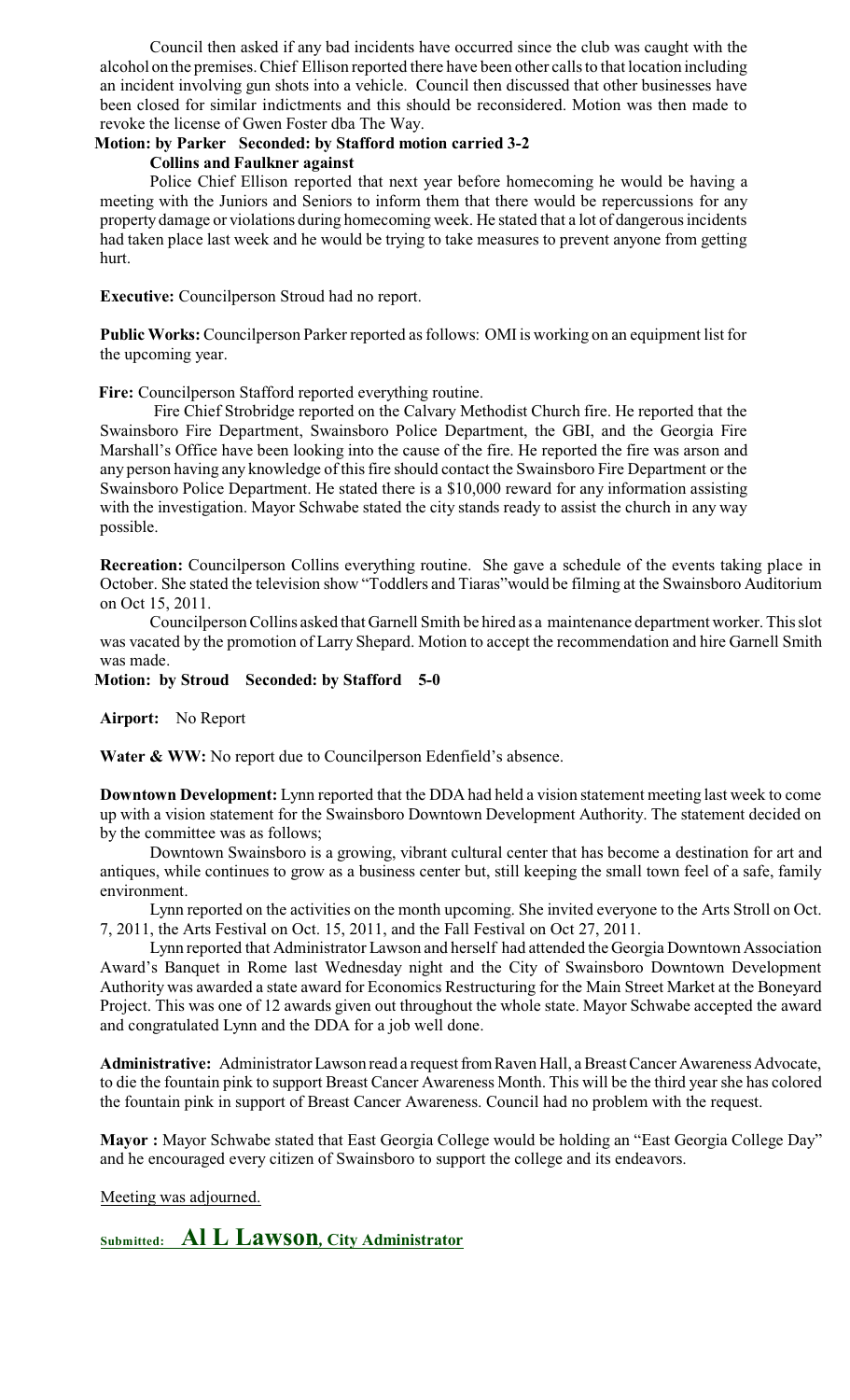Council then asked if any bad incidents have occurred since the club was caught with the alcohol on the premises. Chief Ellison reported there have been other calls to that location including an incident involving gun shots into a vehicle. Council then discussed that other businesses have been closed for similar indictments and this should be reconsidered. Motion was then made to revoke the license of Gwen Foster dba The Way.

**Motion: by Parker Seconded: by Stafford motion carried 3-2**
**Collins and Faulkner against**

Police Chief Ellison reported that next year before homecoming he would be having a meeting with the Juniors and Seniors to inform them that there would be repercussions for any property damage or violations during homecoming week. He stated that a lot of dangerous incidents had taken place last week and he would be trying to take measures to prevent anyone from getting hurt.

**Executive:** Councilperson Stroud had no report.

**Public Works:** Councilperson Parker reported as follows: OMI is working on an equipment list for the upcoming year.

**Fire:** Councilperson Stafford reported everything routine.

Fire Chief Strobridge reported on the Calvary Methodist Church fire. He reported that the Swainsboro Fire Department, Swainsboro Police Department, the GBI, and the Georgia Fire Marshall's Office have been looking into the cause of the fire. He reported the fire was arson and any person having any knowledge of this fire should contact the Swainsboro Fire Department or the Swainsboro Police Department. He stated there is a $10,000 reward for any information assisting with the investigation. Mayor Schwabe stated the city stands ready to assist the church in any way possible.

**Recreation:** Councilperson Collins everything routine. She gave a schedule of the events taking place in October. She stated the television show "Toddlers and Tiaras" would be filming at the Swainsboro Auditorium on Oct 15, 2011.

Councilperson Collins asked that Garnell Smith be hired as a maintenance department worker. This slot was vacated by the promotion of Larry Shepard. Motion to accept the recommendation and hire Garnell Smith was made.

**Motion: by Stroud Seconded: by Stafford 5-0**

**Airport:** No Report

**Water & WW:** No report due to Councilperson Edenfield's absence.

**Downtown Development:** Lynn reported that the DDA had held a vision statement meeting last week to come up with a vision statement for the Swainsboro Downtown Development Authority. The statement decided on by the committee was as follows;

Downtown Swainsboro is a growing, vibrant cultural center that has become a destination for art and antiques, while continues to grow as a business center but, still keeping the small town feel of a safe, family environment.

Lynn reported on the activities on the month upcoming. She invited everyone to the Arts Stroll on Oct. 7, 2011, the Arts Festival on Oct. 15, 2011, and the Fall Festival on Oct 27, 2011.

Lynn reported that Administrator Lawson and herself had attended the Georgia Downtown Association Award's Banquet in Rome last Wednesday night and the City of Swainsboro Downtown Development Authority was awarded a state award for Economics Restructuring for the Main Street Market at the Boneyard Project. This was one of 12 awards given out throughout the whole state. Mayor Schwabe accepted the award and congratulated Lynn and the DDA for a job well done.

**Administrative:** Administrator Lawson read a request from Raven Hall, a Breast Cancer Awareness Advocate, to die the fountain pink to support Breast Cancer Awareness Month. This will be the third year she has colored the fountain pink in support of Breast Cancer Awareness. Council had no problem with the request.

**Mayor :** Mayor Schwabe stated that East Georgia College would be holding an "East Georgia College Day" and he encouraged every citizen of Swainsboro to support the college and its endeavors.

Meeting was adjourned.

**Submitted: Al L Lawson, City Administrator**